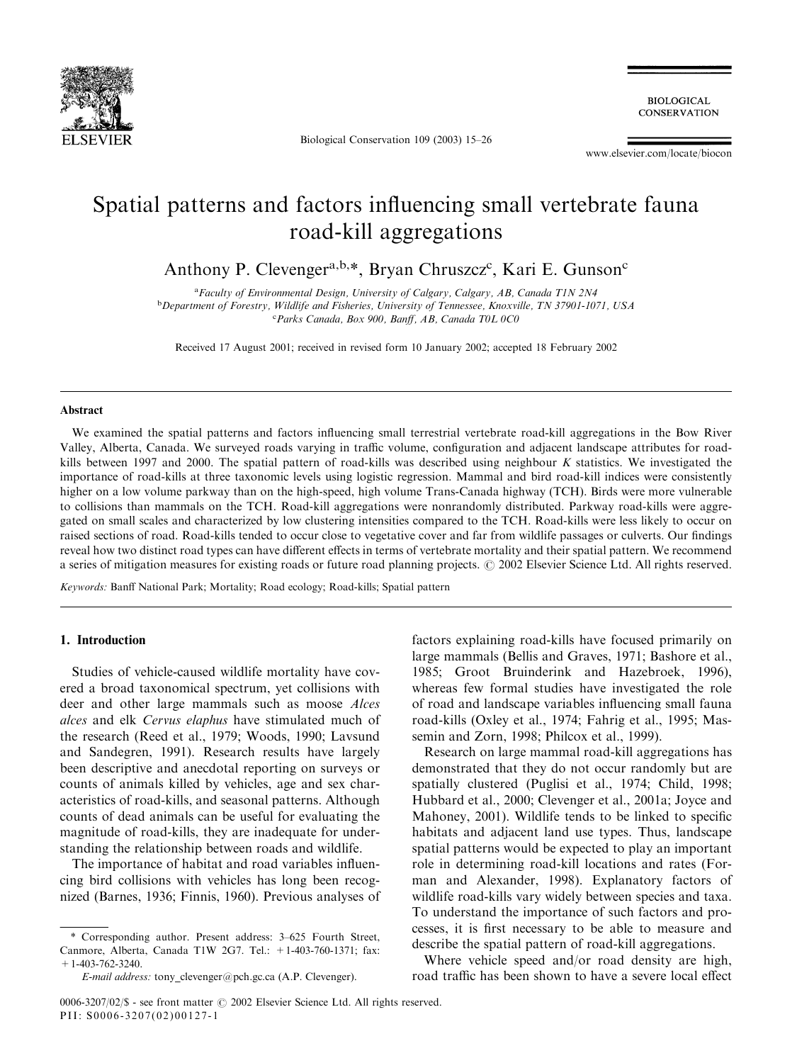# Spatial patterns and factors influencing small vertebrate fauna road-kill aggregations

Anthony P. Clevenger[a,b,*], Bryan Chruszcz[c], Kari E. Gunson[c]

[a] Faculty of Environmental Design, University of Calgary, Calgary, AB, Canada T1N 2N4
[b] Department of Forestry, Wildlife and Fisheries, University of Tennessee, Knoxville, TN 37901-1071, USA
[c] Parks Canada, Box 900, Banff, AB, Canada T0L 0C0

Received 17 August 2001; received in revised form 10 January 2002; accepted 18 February 2002

## Abstract

We examined the spatial patterns and factors influencing small terrestrial vertebrate road-kill aggregations in the Bow River Valley, Alberta, Canada. We surveyed roads varying in traffic volume, configuration and adjacent landscape attributes for road-kills between 1997 and 2000. The spatial pattern of road-kills was described using neighbour *K* statistics. We investigated the importance of road-kills at three taxonomic levels using logistic regression. Mammal and bird road-kill indices were consistently higher on a low volume parkway than on the high-speed, high volume Trans-Canada highway (TCH). Birds were more vulnerable to collisions than mammals on the TCH. Road-kill aggregations were nonrandomly distributed. Parkway road-kills were aggregated on small scales and characterized by low clustering intensities compared to the TCH. Road-kills were less likely to occur on raised sections of road. Road-kills tended to occur close to vegetative cover and far from wildlife passages or culverts. Our findings reveal how two distinct road types can have different effects in terms of vertebrate mortality and their spatial pattern. We recommend a series of mitigation measures for existing roads or future road planning projects. © 2002 Elsevier Science Ltd. All rights reserved.

*Keywords:* Banff National Park; Mortality; Road ecology; Road-kills; Spatial pattern

## 1. Introduction

Studies of vehicle-caused wildlife mortality have covered a broad taxonomical spectrum, yet collisions with deer and other large mammals such as moose *Alces alces* and elk *Cervus elaphus* have stimulated much of the research (Reed et al., 1979; Woods, 1990; Lavsund and Sandegren, 1991). Research results have largely been descriptive and anecdotal reporting on surveys or counts of animals killed by vehicles, age and sex characteristics of road-kills, and seasonal patterns. Although counts of dead animals can be useful for evaluating the magnitude of road-kills, they are inadequate for understanding the relationship between roads and wildlife.

The importance of habitat and road variables influencing bird collisions with vehicles has long been recognized (Barnes, 1936; Finnis, 1960). Previous analyses of factors explaining road-kills have focused primarily on large mammals (Bellis and Graves, 1971; Bashore et al., 1985; Groot Bruinderink and Hazebroek, 1996), whereas few formal studies have investigated the role of road and landscape variables influencing small fauna road-kills (Oxley et al., 1974; Fahrig et al., 1995; Massemin and Zorn, 1998; Philcox et al., 1999).

Research on large mammal road-kill aggregations has demonstrated that they do not occur randomly but are spatially clustered (Puglisi et al., 1974; Child, 1998; Hubbard et al., 2000; Clevenger et al., 2001a; Joyce and Mahoney, 2001). Wildlife tends to be linked to specific habitats and adjacent land use types. Thus, landscape spatial patterns would be expected to play an important role in determining road-kill locations and rates (Forman and Alexander, 1998). Explanatory factors of wildlife road-kills vary widely between species and taxa. To understand the importance of such factors and processes, it is first necessary to be able to measure and describe the spatial pattern of road-kill aggregations.

Where vehicle speed and/or road density are high, road traffic has been shown to have a severe local effect

\* Corresponding author. Present address: 3–625 Fourth Street, Canmore, Alberta, Canada T1W 2G7. Tel.: +1-403-760-1371; fax: +1-403-762-3240.
*E-mail address:* tony_clevenger@pch.gc.ca (A.P. Clevenger).

0006-3207/02/$ - see front matter © 2002 Elsevier Science Ltd. All rights reserved.
PII: S0006-3207(02)00127-1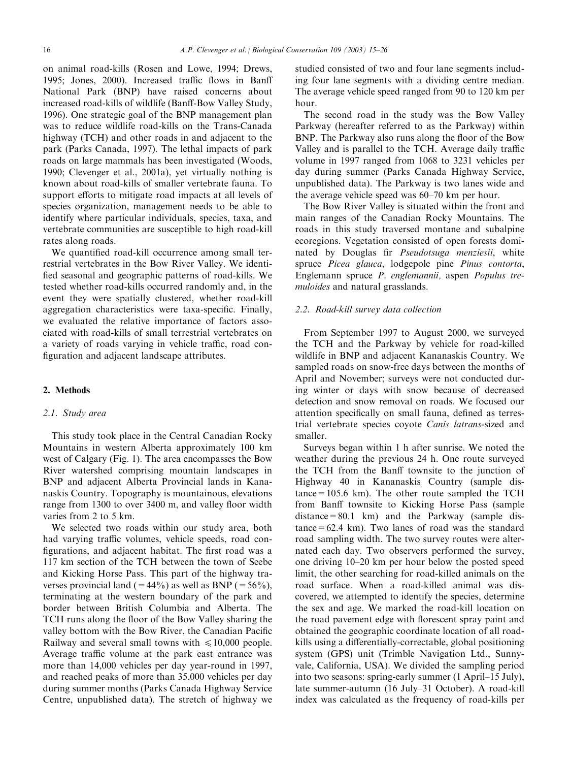on animal road-kills (Rosen and Lowe, 1994; Drews, 1995; Jones, 2000). Increased traffic flows in Banff National Park (BNP) have raised concerns about increased road-kills of wildlife (Banff-Bow Valley Study, 1996). One strategic goal of the BNP management plan was to reduce wildlife road-kills on the Trans-Canada highway (TCH) and other roads in and adjacent to the park (Parks Canada, 1997). The lethal impacts of park roads on large mammals has been investigated (Woods, 1990; Clevenger et al., 2001a), yet virtually nothing is known about road-kills of smaller vertebrate fauna. To support efforts to mitigate road impacts at all levels of species organization, management needs to be able to identify where particular individuals, species, taxa, and vertebrate communities are susceptible to high road-kill rates along roads.

We quantified road-kill occurrence among small terrestrial vertebrates in the Bow River Valley. We identified seasonal and geographic patterns of road-kills. We tested whether road-kills occurred randomly and, in the event they were spatially clustered, whether road-kill aggregation characteristics were taxa-specific. Finally, we evaluated the relative importance of factors associated with road-kills of small terrestrial vertebrates on a variety of roads varying in vehicle traffic, road configuration and adjacent landscape attributes.

## 2. Methods

### 2.1. Study area

This study took place in the Central Canadian Rocky Mountains in western Alberta approximately 100 km west of Calgary (Fig. 1). The area encompasses the Bow River watershed comprising mountain landscapes in BNP and adjacent Alberta Provincial lands in Kananaskis Country. Topography is mountainous, elevations range from 1300 to over 3400 m, and valley floor width varies from 2 to 5 km.

We selected two roads within our study area, both had varying traffic volumes, vehicle speeds, road configurations, and adjacent habitat. The first road was a 117 km section of the TCH between the town of Seebe and Kicking Horse Pass. This part of the highway traverses provincial land (=44%) as well as BNP (=56%), terminating at the western boundary of the park and border between British Columbia and Alberta. The TCH runs along the floor of the Bow Valley sharing the valley bottom with the Bow River, the Canadian Pacific Railway and several small towns with $\leqslant$10,000 people. Average traffic volume at the park east entrance was more than 14,000 vehicles per day year-round in 1997, and reached peaks of more than 35,000 vehicles per day during summer months (Parks Canada Highway Service Centre, unpublished data). The stretch of highway we studied consisted of two and four lane segments including four lane segments with a dividing centre median. The average vehicle speed ranged from 90 to 120 km per hour.

The second road in the study was the Bow Valley Parkway (hereafter referred to as the Parkway) within BNP. The Parkway also runs along the floor of the Bow Valley and is parallel to the TCH. Average daily traffic volume in 1997 ranged from 1068 to 3231 vehicles per day during summer (Parks Canada Highway Service, unpublished data). The Parkway is two lanes wide and the average vehicle speed was 60–70 km per hour.

The Bow River Valley is situated within the front and main ranges of the Canadian Rocky Mountains. The roads in this study traversed montane and subalpine ecoregions. Vegetation consisted of open forests dominated by Douglas fir *Pseudotsuga menziesii*, white spruce *Picea glauca*, lodgepole pine *Pinus contorta*, Englemann spruce *P. englemannii*, aspen *Populus tremuloides* and natural grasslands.

### 2.2. Road-kill survey data collection

From September 1997 to August 2000, we surveyed the TCH and the Parkway by vehicle for road-killed wildlife in BNP and adjacent Kananaskis Country. We sampled roads on snow-free days between the months of April and November; surveys were not conducted during winter or days with snow because of decreased detection and snow removal on roads. We focused our attention specifically on small fauna, defined as terrestrial vertebrate species coyote *Canis latrans*-sized and smaller.

Surveys began within 1 h after sunrise. We noted the weather during the previous 24 h. One route surveyed the TCH from the Banff townsite to the junction of Highway 40 in Kananaskis Country (sample distance = 105.6 km). The other route sampled the TCH from Banff townsite to Kicking Horse Pass (sample distance = 80.1 km) and the Parkway (sample distance = 62.4 km). Two lanes of road was the standard road sampling width. The two survey routes were alternated each day. Two observers performed the survey, one driving 10–20 km per hour below the posted speed limit, the other searching for road-killed animals on the road surface. When a road-killed animal was discovered, we attempted to identify the species, determine the sex and age. We marked the road-kill location on the road pavement edge with florescent spray paint and obtained the geographic coordinate location of all road-kills using a differentially-correctable, global positioning system (GPS) unit (Trimble Navigation Ltd., Sunnyvale, California, USA). We divided the sampling period into two seasons: spring-early summer (1 April–15 July), late summer-autumn (16 July–31 October). A road-kill index was calculated as the frequency of road-kills per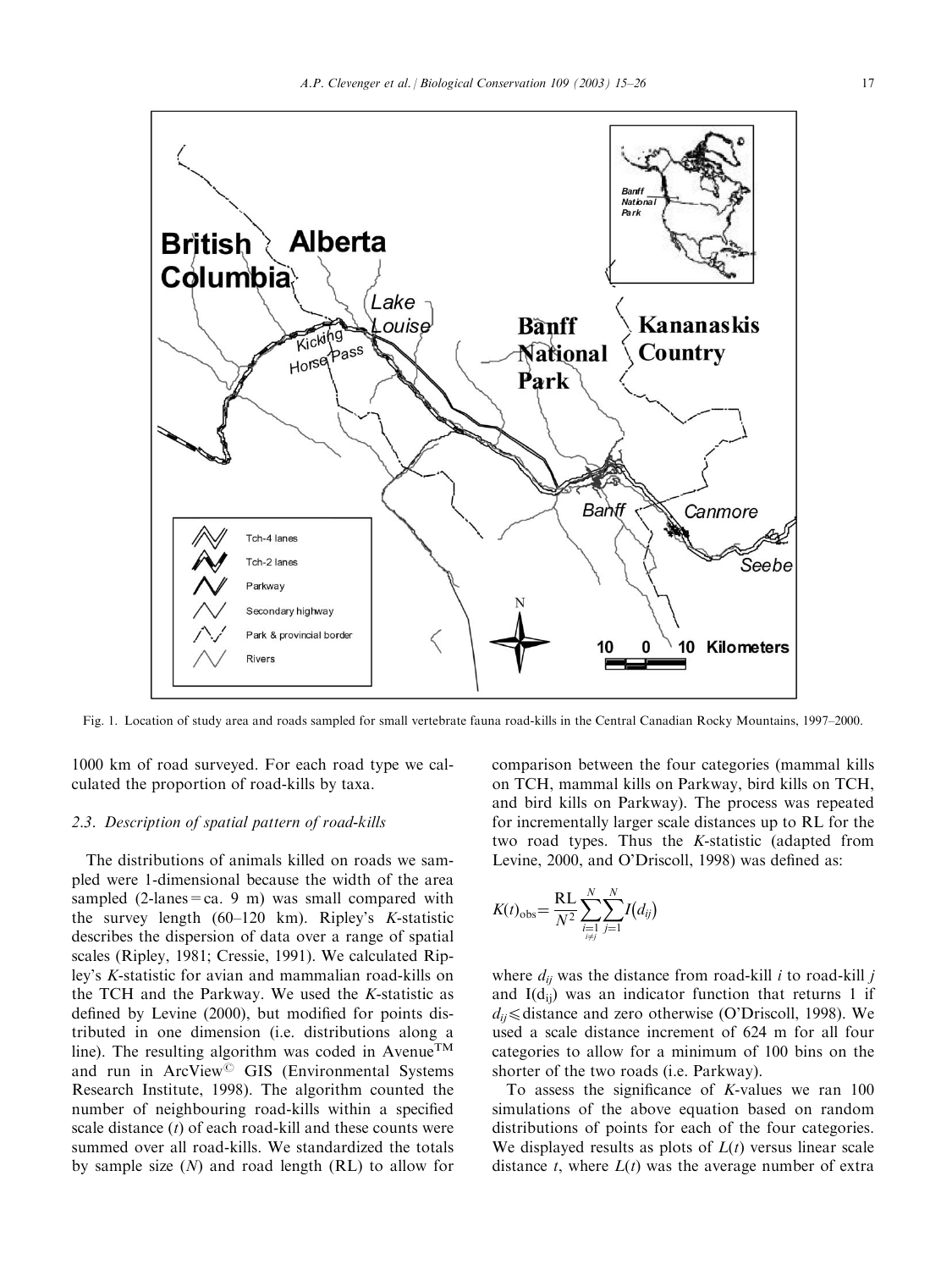Fig. 1. Location of study area and roads sampled for small vertebrate fauna road-kills in the Central Canadian Rocky Mountains, 1997–2000.

1000 km of road surveyed. For each road type we calculated the proportion of road-kills by taxa.

### 2.3. Description of spatial pattern of road-kills

The distributions of animals killed on roads we sampled were 1-dimensional because the width of the area sampled (2-lanes = ca. 9 m) was small compared with the survey length (60–120 km). Ripley's *K*-statistic describes the dispersion of data over a range of spatial scales (Ripley, 1981; Cressie, 1991). We calculated Ripley's *K*-statistic for avian and mammalian road-kills on the TCH and the Parkway. We used the *K*-statistic as defined by Levine (2000), but modified for points distributed in one dimension (i.e. distributions along a line). The resulting algorithm was coded in Avenue™ and run in ArcView© GIS (Environmental Systems Research Institute, 1998). The algorithm counted the number of neighbouring road-kills within a specified scale distance ($t$) of each road-kill and these counts were summed over all road-kills. We standardized the totals by sample size ($N$) and road length (RL) to allow for comparison between the four categories (mammal kills on TCH, mammal kills on Parkway, bird kills on TCH, and bird kills on Parkway). The process was repeated for incrementally larger scale distances up to RL for the two road types. Thus the *K*-statistic (adapted from Levine, 2000, and O'Driscoll, 1998) was defined as:

$$K(t)_{\text{obs}} = \frac{\text{RL}}{N^2} \sum_{\substack{i=1 \\ i \neq j}}^{N} \sum_{j=1}^{N} I(d_{ij})$$

where $d_{ij}$ was the distance from road-kill $i$ to road-kill $j$ and $I(d_{ij})$ was an indicator function that returns 1 if $d_{ij} \leqslant$ distance and zero otherwise (O'Driscoll, 1998). We used a scale distance increment of 624 m for all four categories to allow for a minimum of 100 bins on the shorter of the two roads (i.e. Parkway).

To assess the significance of *K*-values we ran 100 simulations of the above equation based on random distributions of points for each of the four categories. We displayed results as plots of $L(t)$ versus linear scale distance $t$, where $L(t)$ was the average number of extra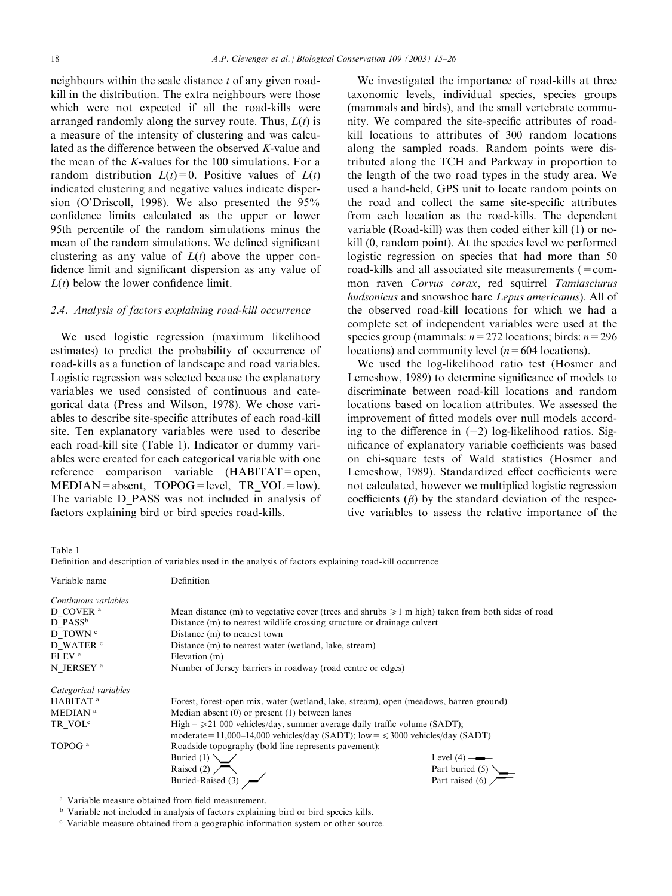neighbours within the scale distance $t$ of any given road-kill in the distribution. The extra neighbours were those which were not expected if all the road-kills were arranged randomly along the survey route. Thus, $L(t)$ is a measure of the intensity of clustering and was calculated as the difference between the observed $K$-value and the mean of the $K$-values for the 100 simulations. For a random distribution $L(t)=0$. Positive values of $L(t)$ indicated clustering and negative values indicate dispersion (O'Driscoll, 1998). We also presented the 95% confidence limits calculated as the upper or lower 95th percentile of the random simulations minus the mean of the random simulations. We defined significant clustering as any value of $L(t)$ above the upper confidence limit and significant dispersion as any value of $L(t)$ below the lower confidence limit.

### 2.4. Analysis of factors explaining road-kill occurrence

We used logistic regression (maximum likelihood estimates) to predict the probability of occurrence of road-kills as a function of landscape and road variables. Logistic regression was selected because the explanatory variables we used consisted of continuous and categorical data (Press and Wilson, 1978). We chose variables to describe site-specific attributes of each road-kill site. Ten explanatory variables were used to describe each road-kill site (Table 1). Indicator or dummy variables were created for each categorical variable with one reference comparison variable (HABITAT = open, MEDIAN = absent, TOPOG = level, TR_VOL = low). The variable D_PASS was not included in analysis of factors explaining bird or bird species road-kills.

We investigated the importance of road-kills at three taxonomic levels, individual species, species groups (mammals and birds), and the small vertebrate community. We compared the site-specific attributes of road-kill locations to attributes of 300 random locations along the sampled roads. Random points were distributed along the TCH and Parkway in proportion to the length of the two road types in the study area. We used a hand-held, GPS unit to locate random points on the road and collect the same site-specific attributes from each location as the road-kills. The dependent variable (Road-kill) was then coded either kill (1) or no-kill (0, random point). At the species level we performed logistic regression on species that had more than 50 road-kills and all associated site measurements (= common raven *Corvus corax*, red squirrel *Tamiasciurus hudsonicus* and snowshoe hare *Lepus americanus*). All of the observed road-kill locations for which we had a complete set of independent variables were used at the species group (mammals: $n=272$ locations; birds: $n=296$ locations) and community level ($n=604$ locations).

We used the log-likelihood ratio test (Hosmer and Lemeshow, 1989) to determine significance of models to discriminate between road-kill locations and random locations based on location attributes. We assessed the improvement of fitted models over null models according to the difference in (−2) log-likelihood ratios. Significance of explanatory variable coefficients was based on chi-square tests of Wald statistics (Hosmer and Lemeshow, 1989). Standardized effect coefficients were not calculated, however we multiplied logistic regression coefficients ($\beta$) by the standard deviation of the respective variables to assess the relative importance of the

Table 1
Definition and description of variables used in the analysis of factors explaining road-kill occurrence

| Variable name | Definition | |
|---|---|---|
| *Continuous variables* | | |
| D_COVER [a] | Mean distance (m) to vegetative cover (trees and shrubs $\geqslant 1$ m high) taken from both sides of road | |
| D_PASS [b] | Distance (m) to nearest wildlife crossing structure or drainage culvert | |
| D_TOWN [c] | Distance (m) to nearest town | |
| D_WATER [c] | Distance (m) to nearest water (wetland, lake, stream) | |
| ELEV [c] | Elevation (m) | |
| N_JERSEY [a] | Number of Jersey barriers in roadway (road centre or edges) | |
| *Categorical variables* | | |
| HABITAT [a] | Forest, forest-open mix, water (wetland, lake, stream), open (meadows, barren ground) | |
| MEDIAN [a] | Median absent (0) or present (1) between lanes | |
| TR_VOL [c] | High = $\geqslant$21 000 vehicles/day, summer average daily traffic volume (SADT); moderate = 11,000–14,000 vehicles/day (SADT); low = $\leqslant$3000 vehicles/day (SADT) | |
| TOPOG [a] | Roadside topography (bold line represents pavement): | |
| | Buried (1) | Level (4) |
| | Raised (2) | Part buried (5) |
| | Buried-Raised (3) | Part raised (6) |

[a] Variable measure obtained from field measurement.
[b] Variable not included in analysis of factors explaining bird or bird species kills.
[c] Variable measure obtained from a geographic information system or other source.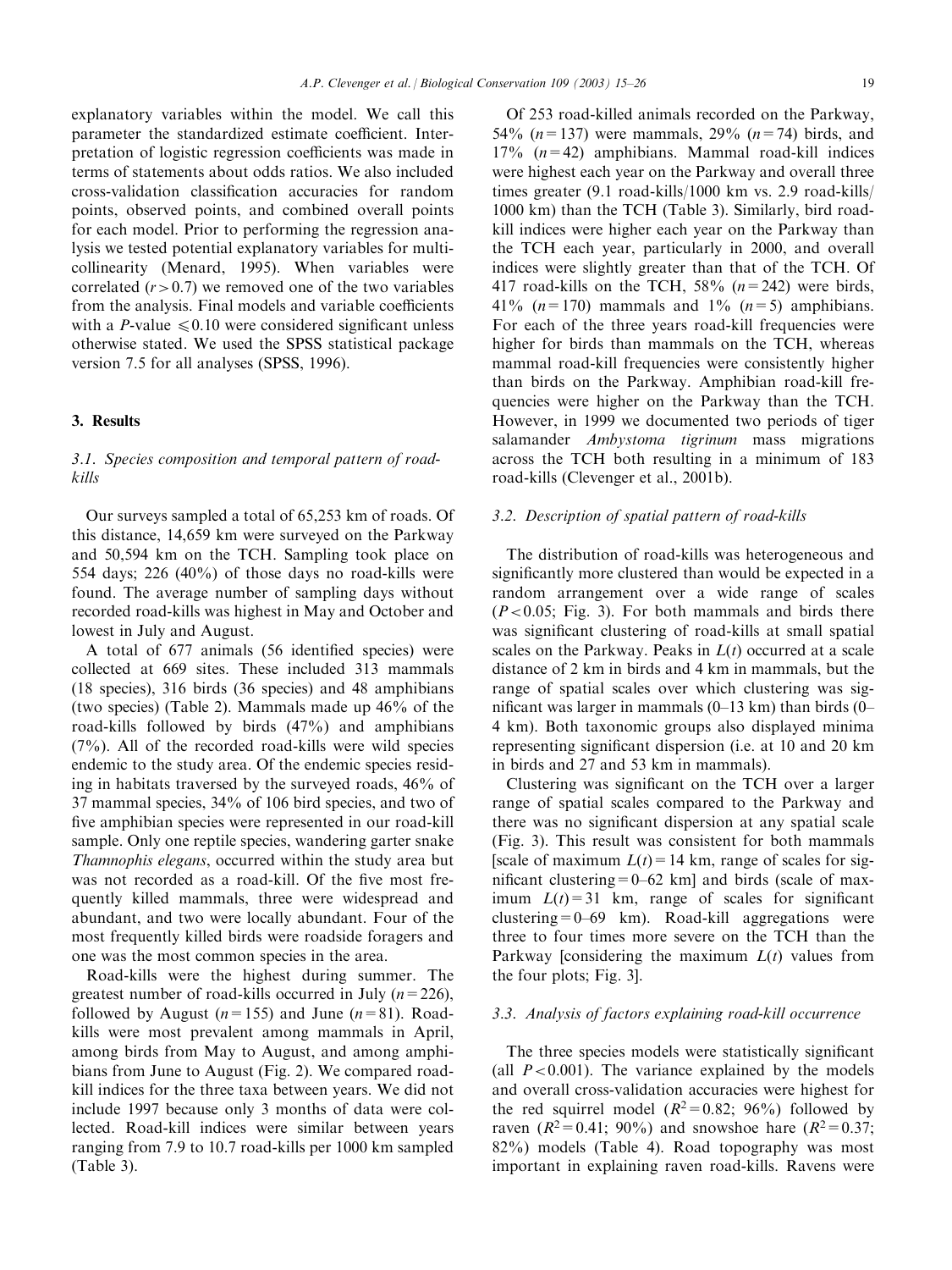explanatory variables within the model. We call this parameter the standardized estimate coefficient. Interpretation of logistic regression coefficients was made in terms of statements about odds ratios. We also included cross-validation classification accuracies for random points, observed points, and combined overall points for each model. Prior to performing the regression analysis we tested potential explanatory variables for multicollinearity (Menard, 1995). When variables were correlated ($r > 0.7$) we removed one of the two variables from the analysis. Final models and variable coefficients with a $P$-value $\leqslant 0.10$ were considered significant unless otherwise stated. We used the SPSS statistical package version 7.5 for all analyses (SPSS, 1996).

## 3. Results

### 3.1. Species composition and temporal pattern of road-kills

Our surveys sampled a total of 65,253 km of roads. Of this distance, 14,659 km were surveyed on the Parkway and 50,594 km on the TCH. Sampling took place on 554 days; 226 (40%) of those days no road-kills were found. The average number of sampling days without recorded road-kills was highest in May and October and lowest in July and August.

A total of 677 animals (56 identified species) were collected at 669 sites. These included 313 mammals (18 species), 316 birds (36 species) and 48 amphibians (two species) (Table 2). Mammals made up 46% of the road-kills followed by birds (47%) and amphibians (7%). All of the recorded road-kills were wild species endemic to the study area. Of the endemic species residing in habitats traversed by the surveyed roads, 46% of 37 mammal species, 34% of 106 bird species, and two of five amphibian species were represented in our road-kill sample. Only one reptile species, wandering garter snake *Thamnophis elegans*, occurred within the study area but was not recorded as a road-kill. Of the five most frequently killed mammals, three were widespread and abundant, and two were locally abundant. Four of the most frequently killed birds were roadside foragers and one was the most common species in the area.

Road-kills were the highest during summer. The greatest number of road-kills occurred in July ($n = 226$), followed by August ($n = 155$) and June ($n = 81$). Road-kills were most prevalent among mammals in April, among birds from May to August, and among amphibians from June to August (Fig. 2). We compared road-kill indices for the three taxa between years. We did not include 1997 because only 3 months of data were collected. Road-kill indices were similar between years ranging from 7.9 to 10.7 road-kills per 1000 km sampled (Table 3).

Of 253 road-killed animals recorded on the Parkway, 54% ($n = 137$) were mammals, 29% ($n = 74$) birds, and 17% ($n = 42$) amphibians. Mammal road-kill indices were highest each year on the Parkway and overall three times greater (9.1 road-kills/1000 km vs. 2.9 road-kills/1000 km) than the TCH (Table 3). Similarly, bird road-kill indices were higher each year on the Parkway than the TCH each year, particularly in 2000, and overall indices were slightly greater than that of the TCH. Of 417 road-kills on the TCH, 58% ($n = 242$) were birds, 41% ($n = 170$) mammals and 1% ($n = 5$) amphibians. For each of the three years road-kill frequencies were higher for birds than mammals on the TCH, whereas mammal road-kill frequencies were consistently higher than birds on the Parkway. Amphibian road-kill frequencies were higher on the Parkway than the TCH. However, in 1999 we documented two periods of tiger salamander *Ambystoma tigrinum* mass migrations across the TCH both resulting in a minimum of 183 road-kills (Clevenger et al., 2001b).

### 3.2. Description of spatial pattern of road-kills

The distribution of road-kills was heterogeneous and significantly more clustered than would be expected in a random arrangement over a wide range of scales ($P < 0.05$; Fig. 3). For both mammals and birds there was significant clustering of road-kills at small spatial scales on the Parkway. Peaks in $L(t)$ occurred at a scale distance of 2 km in birds and 4 km in mammals, but the range of spatial scales over which clustering was significant was larger in mammals (0–13 km) than birds (0–4 km). Both taxonomic groups also displayed minima representing significant dispersion (i.e. at 10 and 20 km in birds and 27 and 53 km in mammals).

Clustering was significant on the TCH over a larger range of spatial scales compared to the Parkway and there was no significant dispersion at any spatial scale (Fig. 3). This result was consistent for both mammals [scale of maximum $L(t) = 14$ km, range of scales for significant clustering = 0–62 km] and birds (scale of maximum $L(t) = 31$ km, range of scales for significant clustering = 0–69 km). Road-kill aggregations were three to four times more severe on the TCH than the Parkway [considering the maximum $L(t)$ values from the four plots; Fig. 3].

### 3.3. Analysis of factors explaining road-kill occurrence

The three species models were statistically significant (all $P < 0.001$). The variance explained by the models and overall cross-validation accuracies were highest for the red squirrel model ($R^2 = 0.82$; 96%) followed by raven ($R^2 = 0.41$; 90%) and snowshoe hare ($R^2 = 0.37$; 82%) models (Table 4). Road topography was most important in explaining raven road-kills. Ravens were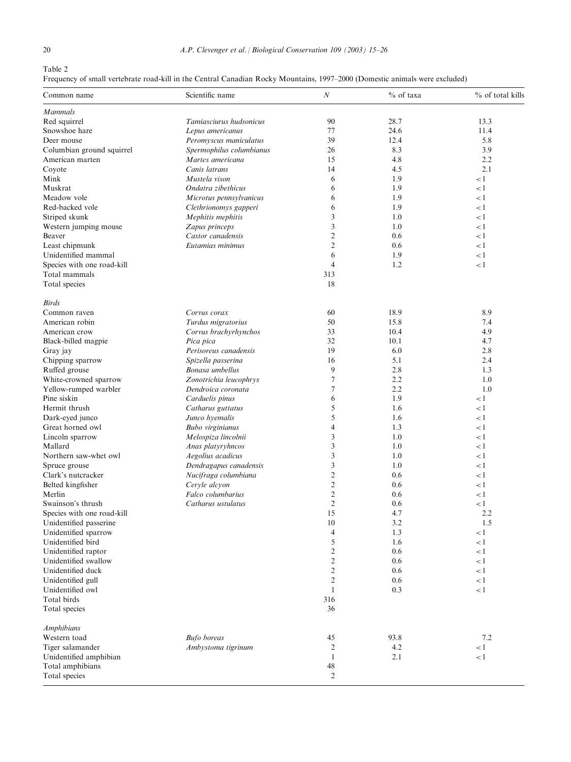Table 2
Frequency of small vertebrate road-kill in the Central Canadian Rocky Mountains, 1997–2000 (Domestic animals were excluded)

| Common name | Scientific name | $N$ | % of taxa | % of total kills |
|---|---|---|---|---|
| *Mammals* | | | | |
| Red squirrel | *Tamiasciurus hudsonicus* | 90 | 28.7 | 13.3 |
| Snowshoe hare | *Lepus americanus* | 77 | 24.6 | 11.4 |
| Deer mouse | *Peromyscus maniculatus* | 39 | 12.4 | 5.8 |
| Columbian ground squirrel | *Spermophilus columbianus* | 26 | 8.3 | 3.9 |
| American marten | *Martes americana* | 15 | 4.8 | 2.2 |
| Coyote | *Canis latrans* | 14 | 4.5 | 2.1 |
| Mink | *Mustela vison* | 6 | 1.9 | <1 |
| Muskrat | *Ondatra zibethicus* | 6 | 1.9 | <1 |
| Meadow vole | *Microtus pennsylvanicus* | 6 | 1.9 | <1 |
| Red-backed vole | *Clethrionomys gapperi* | 6 | 1.9 | <1 |
| Striped skunk | *Mephitis mephitis* | 3 | 1.0 | <1 |
| Western jumping mouse | *Zapus princeps* | 3 | 1.0 | <1 |
| Beaver | *Castor canadensis* | 2 | 0.6 | <1 |
| Least chipmunk | *Eutamias minimus* | 2 | 0.6 | <1 |
| Unidentified mammal | | 6 | 1.9 | <1 |
| Species with one road-kill | | 4 | 1.2 | <1 |
| Total mammals | | 313 | | |
| Total species | | 18 | | |
| *Birds* | | | | |
| Common raven | *Corvus corax* | 60 | 18.9 | 8.9 |
| American robin | *Turdus migratorius* | 50 | 15.8 | 7.4 |
| American crow | *Corvus brachyrhynchos* | 33 | 10.4 | 4.9 |
| Black-billed magpie | *Pica pica* | 32 | 10.1 | 4.7 |
| Gray jay | *Perisoreus canadensis* | 19 | 6.0 | 2.8 |
| Chipping sparrow | *Spizella passerina* | 16 | 5.1 | 2.4 |
| Ruffed grouse | *Bonasa umbellus* | 9 | 2.8 | 1.3 |
| White-crowned sparrow | *Zonotrichia leucophrys* | 7 | 2.2 | 1.0 |
| Yellow-rumped warbler | *Dendroica coronata* | 7 | 2.2 | 1.0 |
| Pine siskin | *Carduelis pinus* | 6 | 1.9 | <1 |
| Hermit thrush | *Catharus guttatus* | 5 | 1.6 | <1 |
| Dark-eyed junco | *Junco hyemalis* | 5 | 1.6 | <1 |
| Great horned owl | *Bubo virginianus* | 4 | 1.3 | <1 |
| Lincoln sparrow | *Melospiza lincolnii* | 3 | 1.0 | <1 |
| Mallard | *Anas platyryhncos* | 3 | 1.0 | <1 |
| Northern saw-whet owl | *Aegolius acadicus* | 3 | 1.0 | <1 |
| Spruce grouse | *Dendragapus canadensis* | 3 | 1.0 | <1 |
| Clark's nutcracker | *Nucifraga columbiana* | 2 | 0.6 | <1 |
| Belted kingfisher | *Ceryle alcyon* | 2 | 0.6 | <1 |
| Merlin | *Falco columbarius* | 2 | 0.6 | <1 |
| Swainson's thrush | *Catharus ustulatus* | 2 | 0.6 | <1 |
| Species with one road-kill | | 15 | 4.7 | 2.2 |
| Unidentified passerine | | 10 | 3.2 | 1.5 |
| Unidentified sparrow | | 4 | 1.3 | <1 |
| Unidentified bird | | 5 | 1.6 | <1 |
| Unidentified raptor | | 2 | 0.6 | <1 |
| Unidentified swallow | | 2 | 0.6 | <1 |
| Unidentified duck | | 2 | 0.6 | <1 |
| Unidentified gull | | 2 | 0.6 | <1 |
| Unidentified owl | | 1 | 0.3 | <1 |
| Total birds | | 316 | | |
| Total species | | 36 | | |
| *Amphibians* | | | | |
| Western toad | *Bufo boreas* | 45 | 93.8 | 7.2 |
| Tiger salamander | *Ambystoma tigrinum* | 2 | 4.2 | <1 |
| Unidentified amphibian | | 1 | 2.1 | <1 |
| Total amphibians | | 48 | | |
| Total species | | 2 | | |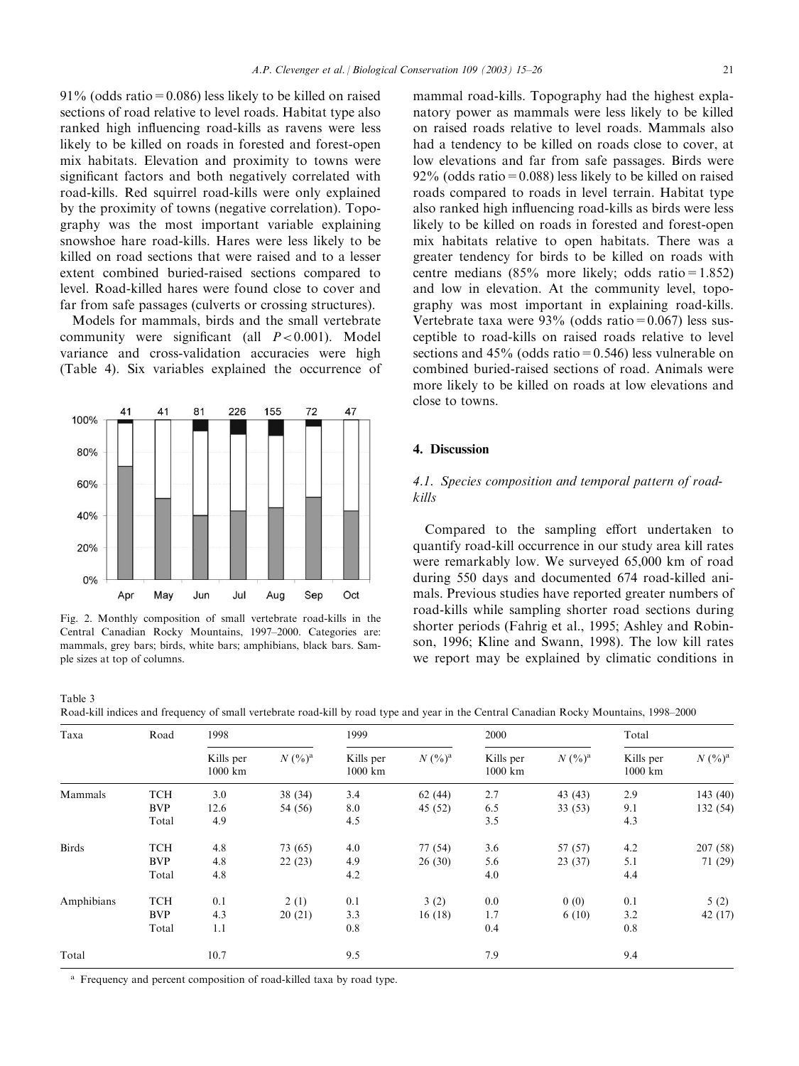91% (odds ratio = 0.086) less likely to be killed on raised sections of road relative to level roads. Habitat type also ranked high influencing road-kills as ravens were less likely to be killed on roads in forested and forest-open mix habitats. Elevation and proximity to towns were significant factors and both negatively correlated with road-kills. Red squirrel road-kills were only explained by the proximity of towns (negative correlation). Topography was the most important variable explaining snowshoe hare road-kills. Hares were less likely to be killed on road sections that were raised and to a lesser extent combined buried-raised sections compared to level. Road-killed hares were found close to cover and far from safe passages (culverts or crossing structures).

Models for mammals, birds and the small vertebrate community were significant (all $P < 0.001$). Model variance and cross-validation accuracies were high (Table 4). Six variables explained the occurrence of mammal road-kills. Topography had the highest explanatory power as mammals were less likely to be killed on raised roads relative to level roads. Mammals also had a tendency to be killed on roads close to cover, at low elevations and far from safe passages. Birds were 92% (odds ratio = 0.088) less likely to be killed on raised roads compared to roads in level terrain. Habitat type also ranked high influencing road-kills as birds were less likely to be killed on roads in forested and forest-open mix habitats relative to open habitats. There was a greater tendency for birds to be killed on roads with centre medians (85% more likely; odds ratio = 1.852) and low in elevation. At the community level, topography was most important in explaining road-kills. Vertebrate taxa were 93% (odds ratio = 0.067) less susceptible to road-kills on raised roads relative to level sections and 45% (odds ratio = 0.546) less vulnerable on combined buried-raised sections of road. Animals were more likely to be killed on roads at low elevations and close to towns.

Fig. 2. Monthly composition of small vertebrate road-kills in the Central Canadian Rocky Mountains, 1997–2000. Categories are: mammals, grey bars; birds, white bars; amphibians, black bars. Sample sizes at top of columns.

## 4. Discussion

### 4.1. Species composition and temporal pattern of road-kills

Compared to the sampling effort undertaken to quantify road-kill occurrence in our study area kill rates were remarkably low. We surveyed 65,000 km of road during 550 days and documented 674 road-killed animals. Previous studies have reported greater numbers of road-kills while sampling shorter road sections during shorter periods (Fahrig et al., 1995; Ashley and Robinson, 1996; Kline and Swann, 1998). The low kill rates we report may be explained by climatic conditions in

Table 3
Road-kill indices and frequency of small vertebrate road-kill by road type and year in the Central Canadian Rocky Mountains, 1998–2000

| Taxa | Road | 1998 | | 1999 | | 2000 | | Total | |
|---|---|---|---|---|---|---|---|---|---|
| | | Kills per 1000 km | N (%)[a] | Kills per 1000 km | N (%)[a] | Kills per 1000 km | N (%)[a] | Kills per 1000 km | N (%)[a] |
| Mammals | TCH | 3.0 | 38 (34) | 3.4 | 62 (44) | 2.7 | 43 (43) | 2.9 | 143 (40) |
| | BVP | 12.6 | 54 (56) | 8.0 | 45 (52) | 6.5 | 33 (53) | 9.1 | 132 (54) |
| | Total | 4.9 | | 4.5 | | 3.5 | | 4.3 | |
| Birds | TCH | 4.8 | 73 (65) | 4.0 | 77 (54) | 3.6 | 57 (57) | 4.2 | 207 (58) |
| | BVP | 4.8 | 22 (23) | 4.9 | 26 (30) | 5.6 | 23 (37) | 5.1 | 71 (29) |
| | Total | 4.8 | | 4.2 | | 4.0 | | 4.4 | |
| Amphibians | TCH | 0.1 | 2 (1) | 0.1 | 3 (2) | 0.0 | 0 (0) | 0.1 | 5 (2) |
| | BVP | 4.3 | 20 (21) | 3.3 | 16 (18) | 1.7 | 6 (10) | 3.2 | 42 (17) |
| | Total | 1.1 | | 0.8 | | 0.4 | | 0.8 | |
| Total | | 10.7 | | 9.5 | | 7.9 | | 9.4 | |

[a] Frequency and percent composition of road-killed taxa by road type.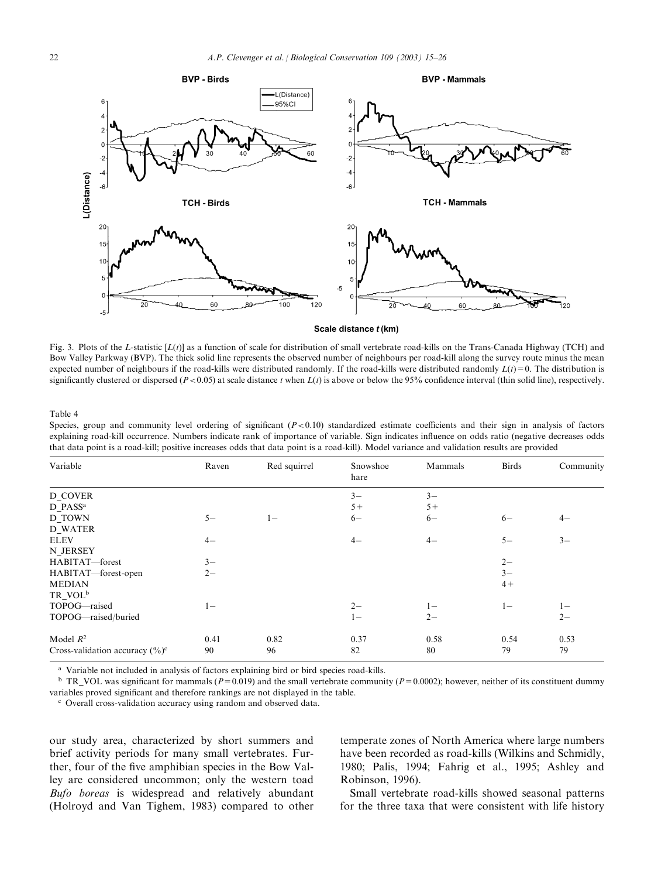Fig. 3. Plots of the L-statistic [$L(t)$] as a function of scale for distribution of small vertebrate road-kills on the Trans-Canada Highway (TCH) and Bow Valley Parkway (BVP). The thick solid line represents the observed number of neighbours per road-kill along the survey route minus the mean expected number of neighbours if the road-kills were distributed randomly. If the road-kills were distributed randomly $L(t) = 0$. The distribution is significantly clustered or dispersed ($P < 0.05$) at scale distance $t$ when $L(t)$ is above or below the 95% confidence interval (thin solid line), respectively.

Table 4

Species, group and community level ordering of significant ($P < 0.10$) standardized estimate coefficients and their sign in analysis of factors explaining road-kill occurrence. Numbers indicate rank of importance of variable. Sign indicates influence on odds ratio (negative decreases odds that data point is a road-kill; positive increases odds that data point is a road-kill). Model variance and validation results are provided

| Variable | Raven | Red squirrel | Snowshoe hare | Mammals | Birds | Community |
|---|---|---|---|---|---|---|
| D_COVER | | | 3− | 3− | | |
| D_PASS[a] | | | 5+ | 5+ | | |
| D_TOWN | 5− | 1− | 6− | 6− | 6− | 4− |
| D_WATER | | | | | | |
| ELEV | 4− | | 4− | 4− | 5− | 3− |
| N_JERSEY | | | | | | |
| HABITAT—forest | 3− | | | | 2− | |
| HABITAT—forest-open | 2− | | | | 3− | |
| MEDIAN | | | | | 4+ | |
| TR_VOL[b] | | | | | | |
| TOPOG—raised | 1− | | 2− | 1− | 1− | 1− |
| TOPOG—raised/buried | | | 1− | 2− | | 2− |
| Model $R^2$ | 0.41 | 0.82 | 0.37 | 0.58 | 0.54 | 0.53 |
| Cross-validation accuracy (%)[c] | 90 | 96 | 82 | 80 | 79 | 79 |

[a] Variable not included in analysis of factors explaining bird or bird species road-kills.

[b] TR_VOL was significant for mammals ($P = 0.019$) and the small vertebrate community ($P = 0.0002$); however, neither of its constituent dummy variables proved significant and therefore rankings are not displayed in the table.

[c] Overall cross-validation accuracy using random and observed data.

our study area, characterized by short summers and brief activity periods for many small vertebrates. Further, four of the five amphibian species in the Bow Valley are considered uncommon; only the western toad *Bufo boreas* is widespread and relatively abundant (Holroyd and Van Tighem, 1983) compared to other temperate zones of North America where large numbers have been recorded as road-kills (Wilkins and Schmidly, 1980; Palis, 1994; Fahrig et al., 1995; Ashley and Robinson, 1996).

Small vertebrate road-kills showed seasonal patterns for the three taxa that were consistent with life history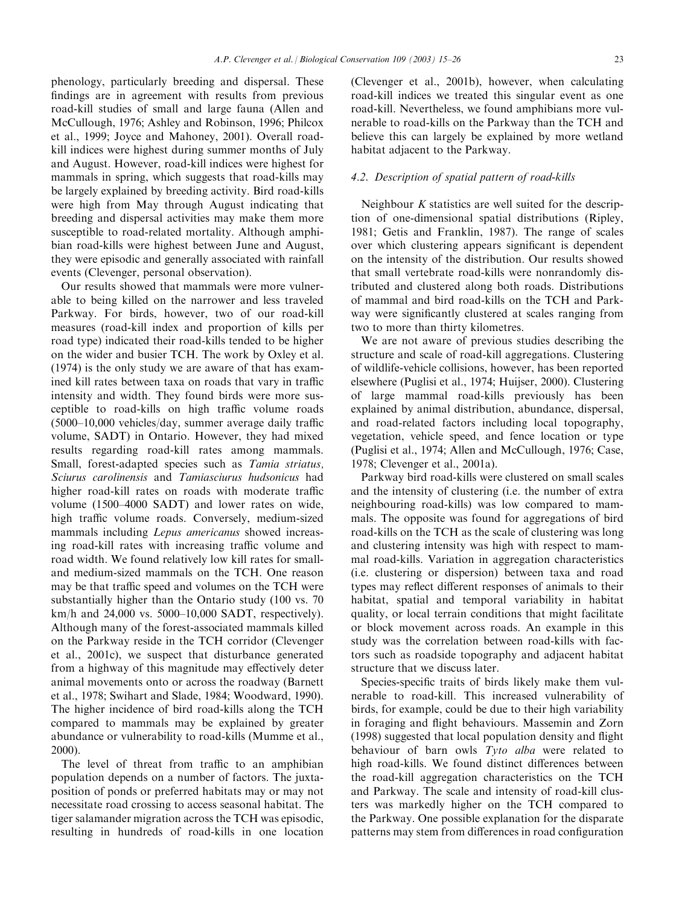phenology, particularly breeding and dispersal. These findings are in agreement with results from previous road-kill studies of small and large fauna (Allen and McCullough, 1976; Ashley and Robinson, 1996; Philcox et al., 1999; Joyce and Mahoney, 2001). Overall road-kill indices were highest during summer months of July and August. However, road-kill indices were highest for mammals in spring, which suggests that road-kills may be largely explained by breeding activity. Bird road-kills were high from May through August indicating that breeding and dispersal activities may make them more susceptible to road-related mortality. Although amphibian road-kills were highest between June and August, they were episodic and generally associated with rainfall events (Clevenger, personal observation).

Our results showed that mammals were more vulnerable to being killed on the narrower and less traveled Parkway. For birds, however, two of our road-kill measures (road-kill index and proportion of kills per road type) indicated their road-kills tended to be higher on the wider and busier TCH. The work by Oxley et al. (1974) is the only study we are aware of that has examined kill rates between taxa on roads that vary in traffic intensity and width. They found birds were more susceptible to road-kills on high traffic volume roads (5000–10,000 vehicles/day, summer average daily traffic volume, SADT) in Ontario. However, they had mixed results regarding road-kill rates among mammals. Small, forest-adapted species such as *Tamia striatus, Sciurus carolinensis* and *Tamiasciurus hudsonicus* had higher road-kill rates on roads with moderate traffic volume (1500–4000 SADT) and lower rates on wide, high traffic volume roads. Conversely, medium-sized mammals including *Lepus americanus* showed increasing road-kill rates with increasing traffic volume and road width. We found relatively low kill rates for small- and medium-sized mammals on the TCH. One reason may be that traffic speed and volumes on the TCH were substantially higher than the Ontario study (100 vs. 70 km/h and 24,000 vs. 5000–10,000 SADT, respectively). Although many of the forest-associated mammals killed on the Parkway reside in the TCH corridor (Clevenger et al., 2001c), we suspect that disturbance generated from a highway of this magnitude may effectively deter animal movements onto or across the roadway (Barnett et al., 1978; Swihart and Slade, 1984; Woodward, 1990). The higher incidence of bird road-kills along the TCH compared to mammals may be explained by greater abundance or vulnerability to road-kills (Mumme et al., 2000).

The level of threat from traffic to an amphibian population depends on a number of factors. The juxtaposition of ponds or preferred habitats may or may not necessitate road crossing to access seasonal habitat. The tiger salamander migration across the TCH was episodic, resulting in hundreds of road-kills in one location (Clevenger et al., 2001b), however, when calculating road-kill indices we treated this singular event as one road-kill. Nevertheless, we found amphibians more vulnerable to road-kills on the Parkway than the TCH and believe this can largely be explained by more wetland habitat adjacent to the Parkway.

### 4.2. Description of spatial pattern of road-kills

Neighbour $K$ statistics are well suited for the description of one-dimensional spatial distributions (Ripley, 1981; Getis and Franklin, 1987). The range of scales over which clustering appears significant is dependent on the intensity of the distribution. Our results showed that small vertebrate road-kills were nonrandomly distributed and clustered along both roads. Distributions of mammal and bird road-kills on the TCH and Parkway were significantly clustered at scales ranging from two to more than thirty kilometres.

We are not aware of previous studies describing the structure and scale of road-kill aggregations. Clustering of wildlife-vehicle collisions, however, has been reported elsewhere (Puglisi et al., 1974; Huijser, 2000). Clustering of large mammal road-kills previously has been explained by animal distribution, abundance, dispersal, and road-related factors including local topography, vegetation, vehicle speed, and fence location or type (Puglisi et al., 1974; Allen and McCullough, 1976; Case, 1978; Clevenger et al., 2001a).

Parkway bird road-kills were clustered on small scales and the intensity of clustering (i.e. the number of extra neighbouring road-kills) was low compared to mammals. The opposite was found for aggregations of bird road-kills on the TCH as the scale of clustering was long and clustering intensity was high with respect to mammal road-kills. Variation in aggregation characteristics (i.e. clustering or dispersion) between taxa and road types may reflect different responses of animals to their habitat, spatial and temporal variability in habitat quality, or local terrain conditions that might facilitate or block movement across roads. An example in this study was the correlation between road-kills with factors such as roadside topography and adjacent habitat structure that we discuss later.

Species-specific traits of birds likely make them vulnerable to road-kill. This increased vulnerability of birds, for example, could be due to their high variability in foraging and flight behaviours. Massemin and Zorn (1998) suggested that local population density and flight behaviour of barn owls *Tyto alba* were related to high road-kills. We found distinct differences between the road-kill aggregation characteristics on the TCH and Parkway. The scale and intensity of road-kill clusters was markedly higher on the TCH compared to the Parkway. One possible explanation for the disparate patterns may stem from differences in road configuration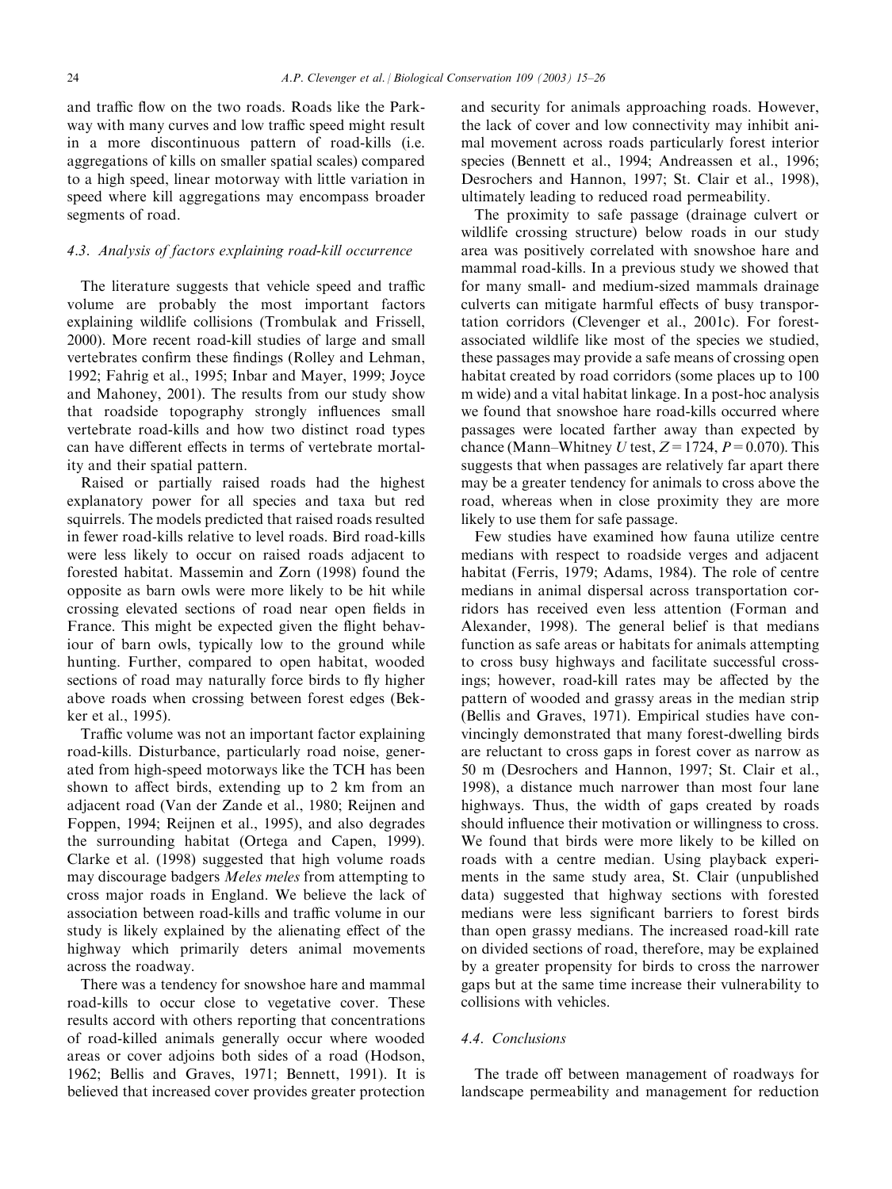and traffic flow on the two roads. Roads like the Parkway with many curves and low traffic speed might result in a more discontinuous pattern of road-kills (i.e. aggregations of kills on smaller spatial scales) compared to a high speed, linear motorway with little variation in speed where kill aggregations may encompass broader segments of road.

### 4.3. Analysis of factors explaining road-kill occurrence

The literature suggests that vehicle speed and traffic volume are probably the most important factors explaining wildlife collisions (Trombulak and Frissell, 2000). More recent road-kill studies of large and small vertebrates confirm these findings (Rolley and Lehman, 1992; Fahrig et al., 1995; Inbar and Mayer, 1999; Joyce and Mahoney, 2001). The results from our study show that roadside topography strongly influences small vertebrate road-kills and how two distinct road types can have different effects in terms of vertebrate mortality and their spatial pattern.

Raised or partially raised roads had the highest explanatory power for all species and taxa but red squirrels. The models predicted that raised roads resulted in fewer road-kills relative to level roads. Bird road-kills were less likely to occur on raised roads adjacent to forested habitat. Massemin and Zorn (1998) found the opposite as barn owls were more likely to be hit while crossing elevated sections of road near open fields in France. This might be expected given the flight behaviour of barn owls, typically low to the ground while hunting. Further, compared to open habitat, wooded sections of road may naturally force birds to fly higher above roads when crossing between forest edges (Bekker et al., 1995).

Traffic volume was not an important factor explaining road-kills. Disturbance, particularly road noise, generated from high-speed motorways like the TCH has been shown to affect birds, extending up to 2 km from an adjacent road (Van der Zande et al., 1980; Reijnen and Foppen, 1994; Reijnen et al., 1995), and also degrades the surrounding habitat (Ortega and Capen, 1999). Clarke et al. (1998) suggested that high volume roads may discourage badgers *Meles meles* from attempting to cross major roads in England. We believe the lack of association between road-kills and traffic volume in our study is likely explained by the alienating effect of the highway which primarily deters animal movements across the roadway.

There was a tendency for snowshoe hare and mammal road-kills to occur close to vegetative cover. These results accord with others reporting that concentrations of road-killed animals generally occur where wooded areas or cover adjoins both sides of a road (Hodson, 1962; Bellis and Graves, 1971; Bennett, 1991). It is believed that increased cover provides greater protection and security for animals approaching roads. However, the lack of cover and low connectivity may inhibit animal movement across roads particularly forest interior species (Bennett et al., 1994; Andreassen et al., 1996; Desrochers and Hannon, 1997; St. Clair et al., 1998), ultimately leading to reduced road permeability.

The proximity to safe passage (drainage culvert or wildlife crossing structure) below roads in our study area was positively correlated with snowshoe hare and mammal road-kills. In a previous study we showed that for many small- and medium-sized mammals drainage culverts can mitigate harmful effects of busy transportation corridors (Clevenger et al., 2001c). For forest-associated wildlife like most of the species we studied, these passages may provide a safe means of crossing open habitat created by road corridors (some places up to 100 m wide) and a vital habitat linkage. In a post-hoc analysis we found that snowshoe hare road-kills occurred where passages were located farther away than expected by chance (Mann–Whitney *U* test, $Z=1724$, $P=0.070$). This suggests that when passages are relatively far apart there may be a greater tendency for animals to cross above the road, whereas when in close proximity they are more likely to use them for safe passage.

Few studies have examined how fauna utilize centre medians with respect to roadside verges and adjacent habitat (Ferris, 1979; Adams, 1984). The role of centre medians in animal dispersal across transportation corridors has received even less attention (Forman and Alexander, 1998). The general belief is that medians function as safe areas or habitats for animals attempting to cross busy highways and facilitate successful crossings; however, road-kill rates may be affected by the pattern of wooded and grassy areas in the median strip (Bellis and Graves, 1971). Empirical studies have convincingly demonstrated that many forest-dwelling birds are reluctant to cross gaps in forest cover as narrow as 50 m (Desrochers and Hannon, 1997; St. Clair et al., 1998), a distance much narrower than most four lane highways. Thus, the width of gaps created by roads should influence their motivation or willingness to cross. We found that birds were more likely to be killed on roads with a centre median. Using playback experiments in the same study area, St. Clair (unpublished data) suggested that highway sections with forested medians were less significant barriers to forest birds than open grassy medians. The increased road-kill rate on divided sections of road, therefore, may be explained by a greater propensity for birds to cross the narrower gaps but at the same time increase their vulnerability to collisions with vehicles.

### 4.4. Conclusions

The trade off between management of roadways for landscape permeability and management for reduction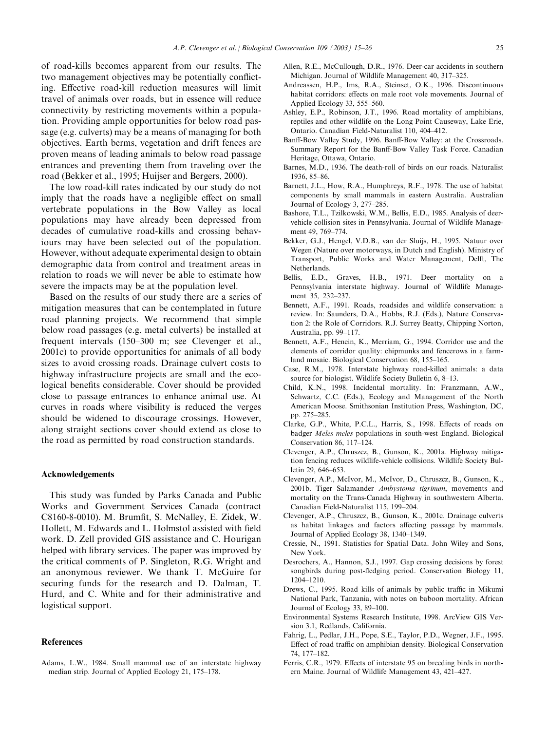of road-kills becomes apparent from our results. The two management objectives may be potentially conflicting. Effective road-kill reduction measures will limit travel of animals over roads, but in essence will reduce connectivity by restricting movements within a population. Providing ample opportunities for below road passage (e.g. culverts) may be a means of managing for both objectives. Earth berms, vegetation and drift fences are proven means of leading animals to below road passage entrances and preventing them from traveling over the road (Bekker et al., 1995; Huijser and Bergers, 2000).

The low road-kill rates indicated by our study do not imply that the roads have a negligible effect on small vertebrate populations in the Bow Valley as local populations may have already been depressed from decades of cumulative road-kills and crossing behaviours may have been selected out of the population. However, without adequate experimental design to obtain demographic data from control and treatment areas in relation to roads we will never be able to estimate how severe the impacts may be at the population level.

Based on the results of our study there are a series of mitigation measures that can be contemplated in future road planning projects. We recommend that simple below road passages (e.g. metal culverts) be installed at frequent intervals (150–300 m; see Clevenger et al., 2001c) to provide opportunities for animals of all body sizes to avoid crossing roads. Drainage culvert costs to highway infrastructure projects are small and the ecological benefits considerable. Cover should be provided close to passage entrances to enhance animal use. At curves in roads where visibility is reduced the verges should be widened to discourage crossings. However, along straight sections cover should extend as close to the road as permitted by road construction standards.

## Acknowledgements

This study was funded by Parks Canada and Public Works and Government Services Canada (contract C8160-8-0010). M. Brumfit, S. McNalley, E. Zidek, W. Hollett, M. Edwards and L. Holmstol assisted with field work. D. Zell provided GIS assistance and C. Hourigan helped with library services. The paper was improved by the critical comments of P. Singleton, R.G. Wright and an anonymous reviewer. We thank T. McGuire for securing funds for the research and D. Dalman, T. Hurd, and C. White and for their administrative and logistical support.

## References

Adams, L.W., 1984. Small mammal use of an interstate highway median strip. Journal of Applied Ecology 21, 175–178.

Allen, R.E., McCullough, D.R., 1976. Deer-car accidents in southern Michigan. Journal of Wildlife Management 40, 317–325.

Andreassen, H.P., Ims, R.A., Steinset, O.K., 1996. Discontinuous habitat corridors: effects on male root vole movements. Journal of Applied Ecology 33, 555–560.

Ashley, E.P., Robinson, J.T., 1996. Road mortality of amphibians, reptiles and other wildlife on the Long Point Causeway, Lake Erie, Ontario. Canadian Field-Naturalist 110, 404–412.

Banff-Bow Valley Study, 1996. Banff-Bow Valley: at the Crossroads. Summary Report for the Banff-Bow Valley Task Force. Canadian Heritage, Ottawa, Ontario.

Barnes, M.D., 1936. The death-roll of birds on our roads. Naturalist 1936, 85–86.

Barnett, J.L., How, R.A., Humphreys, R.F., 1978. The use of habitat components by small mammals in eastern Australia. Australian Journal of Ecology 3, 277–285.

Bashore, T.L., Tzilkowski, W.M., Bellis, E.D., 1985. Analysis of deer-vehicle collision sites in Pennsylvania. Journal of Wildlife Management 49, 769–774.

Bekker, G.J., Hengel, V.D.B., van der Sluijs, H., 1995. Natuur over Wegen (Nature over motorways, in Dutch and English). Ministry of Transport, Public Works and Water Management, Delft, The Netherlands.

Bellis, E.D., Graves, H.B., 1971. Deer mortality on a Pennsylvania interstate highway. Journal of Wildlife Management 35, 232–237.

Bennett, A.F., 1991. Roads, roadsides and wildlife conservation: a review. In: Saunders, D.A., Hobbs, R.J. (Eds.), Nature Conservation 2: the Role of Corridors. R.J. Surrey Beatty, Chipping Norton, Australia, pp. 99–117.

Bennett, A.F., Henein, K., Merriam, G., 1994. Corridor use and the elements of corridor quality: chipmunks and fencerows in a farmland mosaic. Biological Conservation 68, 155–165.

Case, R.M., 1978. Interstate highway road-killed animals: a data source for biologist. Wildlife Society Bulletin 6, 8–13.

Child, K.N., 1998. Incidental mortality. In: Franzmann, A.W., Schwartz, C.C. (Eds.), Ecology and Management of the North American Moose. Smithsonian Institution Press, Washington, DC, pp. 275–285.

Clarke, G.P., White, P.C.L., Harris, S., 1998. Effects of roads on badger *Meles meles* populations in south-west England. Biological Conservation 86, 117–124.

Clevenger, A.P., Chruszcz, B., Gunson, K., 2001a. Highway mitigation fencing reduces wildlife-vehicle collisions. Wildlife Society Bulletin 29, 646–653.

Clevenger, A.P., McIvor, M., McIvor, D., Chruszcz, B., Gunson, K., 2001b. Tiger Salamander *Ambystoma tigrinum*, movements and mortality on the Trans-Canada Highway in southwestern Alberta. Canadian Field-Naturalist 115, 199–204.

Clevenger, A.P., Chruszcz, B., Gunson, K., 2001c. Drainage culverts as habitat linkages and factors affecting passage by mammals. Journal of Applied Ecology 38, 1340–1349.

Cressie, N., 1991. Statistics for Spatial Data. John Wiley and Sons, New York.

Desrochers, A., Hannon, S.J., 1997. Gap crossing decisions by forest songbirds during post-fledging period. Conservation Biology 11, 1204–1210.

Drews, C., 1995. Road kills of animals by public traffic in Mikumi National Park, Tanzania, with notes on baboon mortality. African Journal of Ecology 33, 89–100.

Environmental Systems Research Institute, 1998. ArcView GIS Version 3.1, Redlands, California.

Fahrig, L., Pedlar, J.H., Pope, S.E., Taylor, P.D., Wegner, J.F., 1995. Effect of road traffic on amphibian density. Biological Conservation 74, 177–182.

Ferris, C.R., 1979. Effects of interstate 95 on breeding birds in northern Maine. Journal of Wildlife Management 43, 421–427.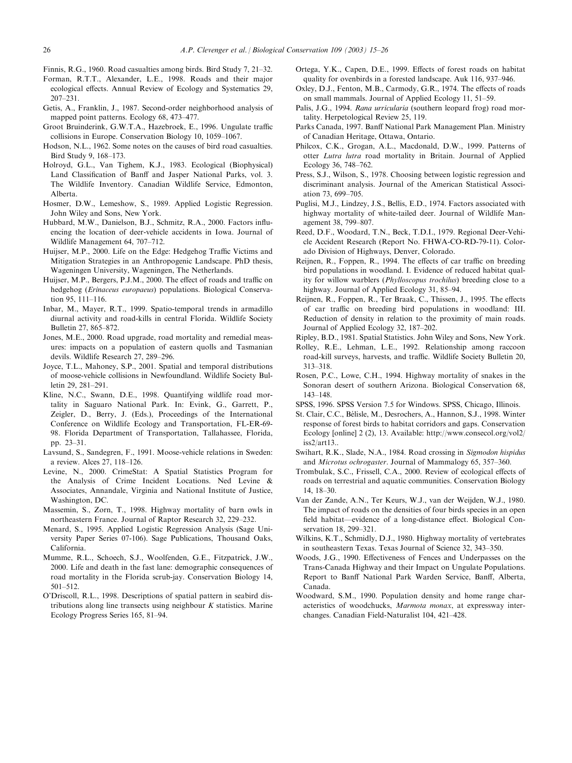Finnis, R.G., 1960. Road casualties among birds. Bird Study 7, 21–32.

Forman, R.T.T., Alexander, L.E., 1998. Roads and their major ecological effects. Annual Review of Ecology and Systematics 29, 207–231.

Getis, A., Franklin, J., 1987. Second-order neighborhood analysis of mapped point patterns. Ecology 68, 473–477.

Groot Bruinderink, G.W.T.A., Hazebroek, E., 1996. Ungulate traffic collisions in Europe. Conservation Biology 10, 1059–1067.

Hodson, N.L., 1962. Some notes on the causes of bird road casualties. Bird Study 9, 168–173.

Holroyd, G.L., Van Tighem, K.J., 1983. Ecological (Biophysical) Land Classification of Banff and Jasper National Parks, vol. 3. The Wildlife Inventory. Canadian Wildlife Service, Edmonton, Alberta.

Hosmer, D.W., Lemeshow, S., 1989. Applied Logistic Regression. John Wiley and Sons, New York.

Hubbard, M.W., Danielson, B.J., Schmitz, R.A., 2000. Factors influencing the location of deer-vehicle accidents in Iowa. Journal of Wildlife Management 64, 707–712.

Huijser, M.P., 2000. Life on the Edge: Hedgehog Traffic Victims and Mitigation Strategies in an Anthropogenic Landscape. PhD thesis, Wageningen University, Wageningen, The Netherlands.

Huijser, M.P., Bergers, P.J.M., 2000. The effect of roads and traffic on hedgehog (*Erinaceus europaeus*) populations. Biological Conservation 95, 111–116.

Inbar, M., Mayer, R.T., 1999. Spatio-temporal trends in armadillo diurnal activity and road-kills in central Florida. Wildlife Society Bulletin 27, 865–872.

Jones, M.E., 2000. Road upgrade, road mortality and remedial measures: impacts on a population of eastern quolls and Tasmanian devils. Wildlife Research 27, 289–296.

Joyce, T.L., Mahoney, S.P., 2001. Spatial and temporal distributions of moose-vehicle collisions in Newfoundland. Wildlife Society Bulletin 29, 281–291.

Kline, N.C., Swann, D.E., 1998. Quantifying wildlife road mortality in Saguaro National Park. In: Evink, G., Garrett, P., Zeigler, D., Berry, J. (Eds.), Proceedings of the International Conference on Wildlife Ecology and Transportation, FL-ER-69-98. Florida Department of Transportation, Tallahassee, Florida, pp. 23–31.

Lavsund, S., Sandegren, F., 1991. Moose-vehicle relations in Sweden: a review. Alces 27, 118–126.

Levine, N., 2000. CrimeStat: A Spatial Statistics Program for the Analysis of Crime Incident Locations. Ned Levine & Associates, Annandale, Virginia and National Institute of Justice, Washington, DC.

Massemin, S., Zorn, T., 1998. Highway mortality of barn owls in northeastern France. Journal of Raptor Research 32, 229–232.

Menard, S., 1995. Applied Logistic Regression Analysis (Sage University Paper Series 07-106). Sage Publications, Thousand Oaks, California.

Mumme, R.L., Schoech, S.J., Woolfenden, G.E., Fitzpatrick, J.W., 2000. Life and death in the fast lane: demographic consequences of road mortality in the Florida scrub-jay. Conservation Biology 14, 501–512.

O'Driscoll, R.L., 1998. Descriptions of spatial pattern in seabird distributions along line transects using neighbour *K* statistics. Marine Ecology Progress Series 165, 81–94.

Ortega, Y.K., Capen, D.E., 1999. Effects of forest roads on habitat quality for ovenbirds in a forested landscape. Auk 116, 937–946.

Oxley, D.J., Fenton, M.B., Carmody, G.R., 1974. The effects of roads on small mammals. Journal of Applied Ecology 11, 51–59.

Palis, J.G., 1994. *Rana urricularia* (southern leopard frog) road mortality. Herpetological Review 25, 119.

Parks Canada, 1997. Banff National Park Management Plan. Ministry of Canadian Heritage, Ottawa, Ontario.

Philcox, C.K., Grogan, A.L., Macdonald, D.W., 1999. Patterns of otter *Lutra lutra* road mortality in Britain. Journal of Applied Ecology 36, 748–762.

Press, S.J., Wilson, S., 1978. Choosing between logistic regression and discriminant analysis. Journal of the American Statistical Association 73, 699–705.

Puglisi, M.J., Lindzey, J.S., Bellis, E.D., 1974. Factors associated with highway mortality of white-tailed deer. Journal of Wildlife Management 38, 799–807.

Reed, D.F., Woodard, T.N., Beck, T.D.I., 1979. Regional Deer-Vehicle Accident Research (Report No. FHWA-CO-RD-79-11). Colorado Division of Highways, Denver, Colorado.

Reijnen, R., Foppen, R., 1994. The effects of car traffic on breeding bird populations in woodland. I. Evidence of reduced habitat quality for willow warblers (*Phylloscopus trochilus*) breeding close to a highway. Journal of Applied Ecology 31, 85–94.

Reijnen, R., Foppen, R., Ter Braak, C., Thissen, J., 1995. The effects of car traffic on breeding bird populations in woodland: III. Reduction of density in relation to the proximity of main roads. Journal of Applied Ecology 32, 187–202.

Ripley, B.D., 1981. Spatial Statistics. John Wiley and Sons, New York.

Rolley, R.E., Lehman, L.E., 1992. Relationship among raccoon road-kill surveys, harvests, and traffic. Wildlife Society Bulletin 20, 313–318.

Rosen, P.C., Lowe, C.H., 1994. Highway mortality of snakes in the Sonoran desert of southern Arizona. Biological Conservation 68, 143–148.

SPSS, 1996. SPSS Version 7.5 for Windows. SPSS, Chicago, Illinois.

St. Clair, C.C., Bélisle, M., Desrochers, A., Hannon, S.J., 1998. Winter response of forest birds to habitat corridors and gaps. Conservation Ecology [online] 2 (2), 13. Available: http://www.consecol.org/vol2/iss2/art13..

Swihart, R.K., Slade, N.A., 1984. Road crossing in *Sigmodon hispidus* and *Microtus ochrogaster*. Journal of Mammalogy 65, 357–360.

Trombulak, S.C., Frissell, C.A., 2000. Review of ecological effects of roads on terrestrial and aquatic communities. Conservation Biology 14, 18–30.

Van der Zande, A.N., Ter Keurs, W.J., van der Weijden, W.J., 1980. The impact of roads on the densities of four birds species in an open field habitat—evidence of a long-distance effect. Biological Conservation 18, 299–321.

Wilkins, K.T., Schmidly, D.J., 1980. Highway mortality of vertebrates in southeastern Texas. Texas Journal of Science 32, 343–350.

Woods, J.G., 1990. Effectiveness of Fences and Underpasses on the Trans-Canada Highway and their Impact on Ungulate Populations. Report to Banff National Park Warden Service, Banff, Alberta, Canada.

Woodward, S.M., 1990. Population density and home range characteristics of woodchucks, *Marmota monax*, at expressway interchanges. Canadian Field-Naturalist 104, 421–428.